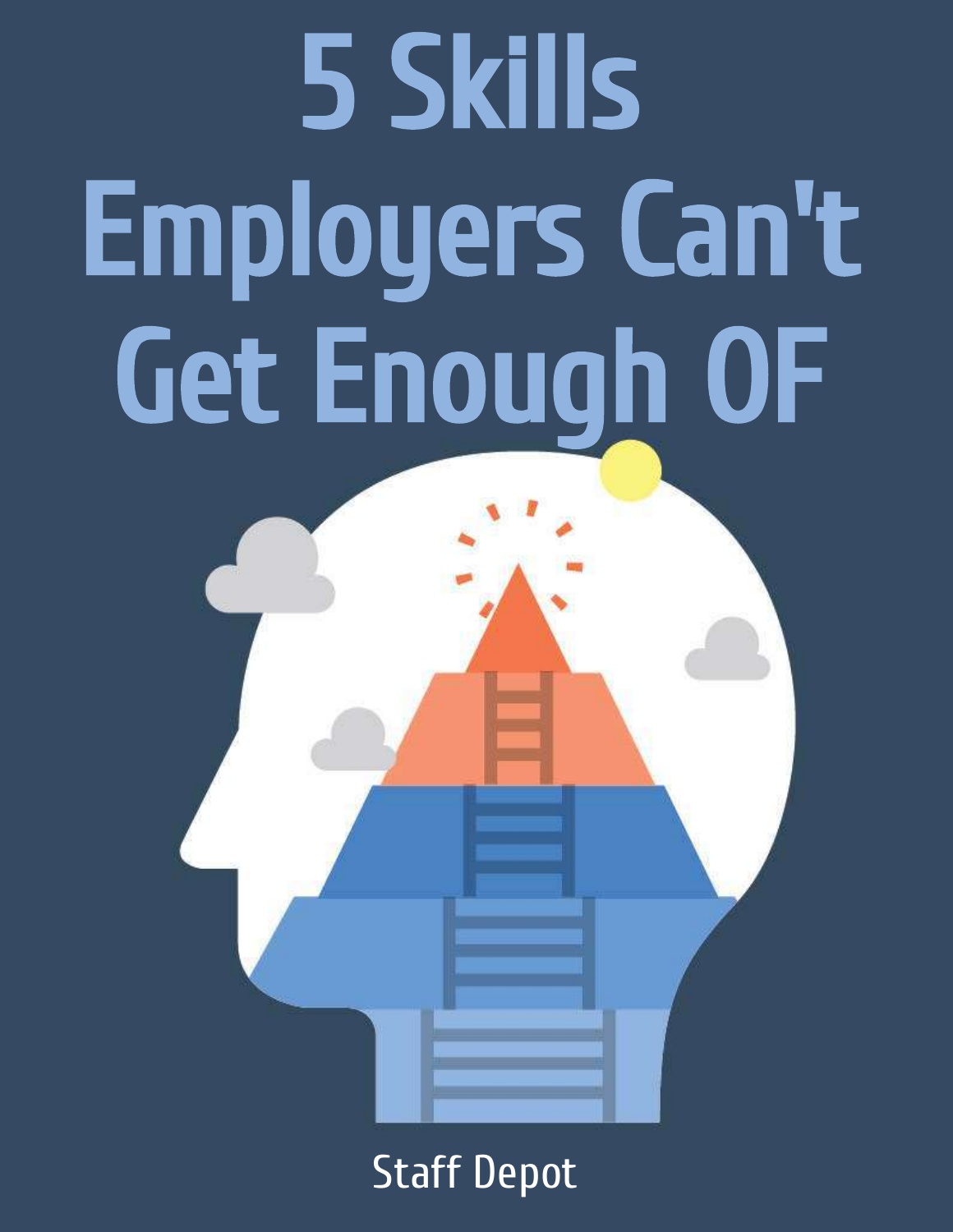# 5 Skills Employers Can't Get Enough OF

Staff Depot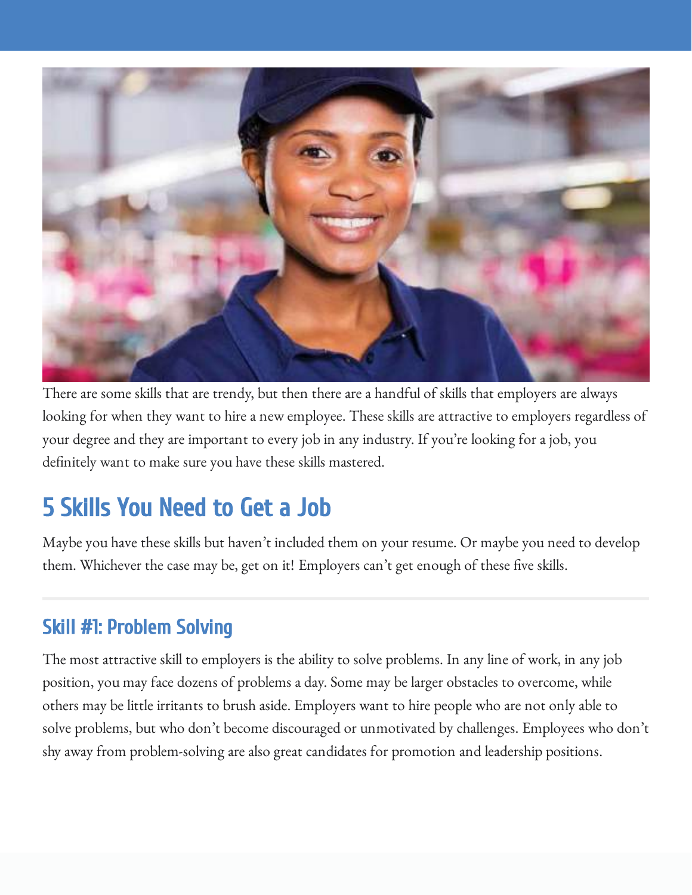There are some skills that are trendy, but then there are a handful of skills that employers are always looking for when they want to hire a new employee. These skills are attractive to employers regardless of your degree and they are important to every job in any industry. If you're looking for a job, you definitely want to make sure you have these skills mastered.

## 5 Skills You Need to Get a Job

Maybe you have these skills but haven't included them on your resume. Or maybe you need to develop them. Whichever the case may be, get on it! Employers can't get enough of these five skills.

---

### Skill #1: Problem Solving

The most attractive skill to employers is the ability to solve problems. In any line of work, in any job position, you may face dozens of problems a day. Some may be larger obstacles to overcome, while others may be little irritants to brush aside. Employers want to hire people who are not only able to solve problems, but who don't become discouraged or unmotivated by challenges. Employees who don't shy away from problem-solving are also great candidates for promotion and leadership positions.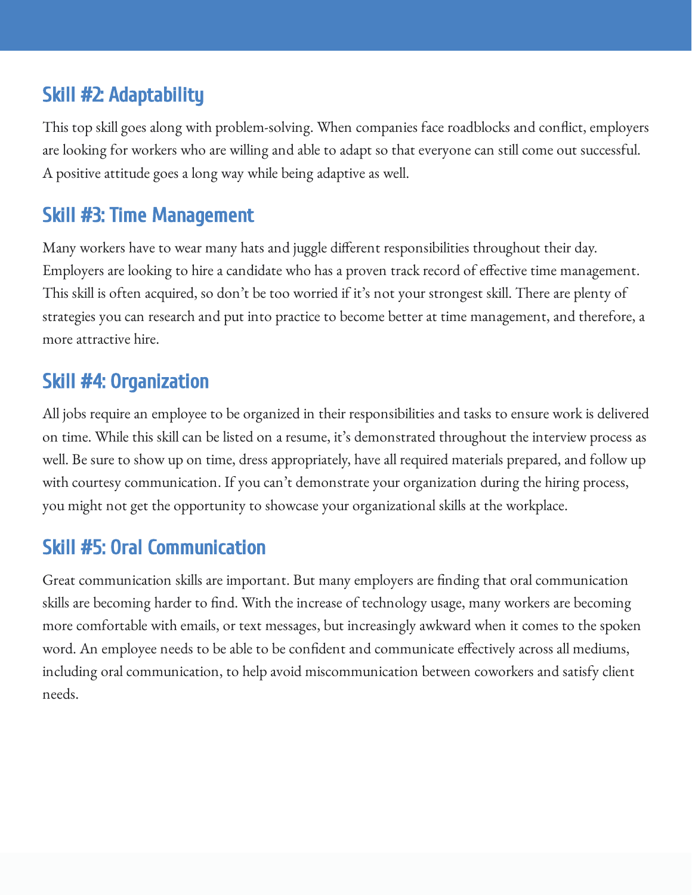## Skill #2: Adaptability

This top skill goes along with problem-solving. When companies face roadblocks and conflict, employers are looking for workers who are willing and able to adapt so that everyone can still come out successful. A positive attitude goes a long way while being adaptive as well.

## Skill #3: Time Management

Many workers have to wear many hats and juggle different responsibilities throughout their day. Employers are looking to hire a candidate who has a proven track record of effective time management. This skill is often acquired, so don't be too worried if it's not your strongest skill. There are plenty of strategies you can research and put into practice to become better at time management, and therefore, a more attractive hire.

## Skill #4: Organization

All jobs require an employee to be organized in their responsibilities and tasks to ensure work is delivered on time. While this skill can be listed on a resume, it's demonstrated throughout the interview process as well. Be sure to show up on time, dress appropriately, have all required materials prepared, and follow up with courtesy communication. If you can't demonstrate your organization during the hiring process, you might not get the opportunity to showcase your organizational skills at the workplace.

## Skill #5: Oral Communication

Great communication skills are important. But many employers are finding that oral communication skills are becoming harder to find. With the increase of technology usage, many workers are becoming more comfortable with emails, or text messages, but increasingly awkward when it comes to the spoken word. An employee needs to be able to be confident and communicate effectively across all mediums, including oral communication, to help avoid miscommunication between coworkers and satisfy client needs.